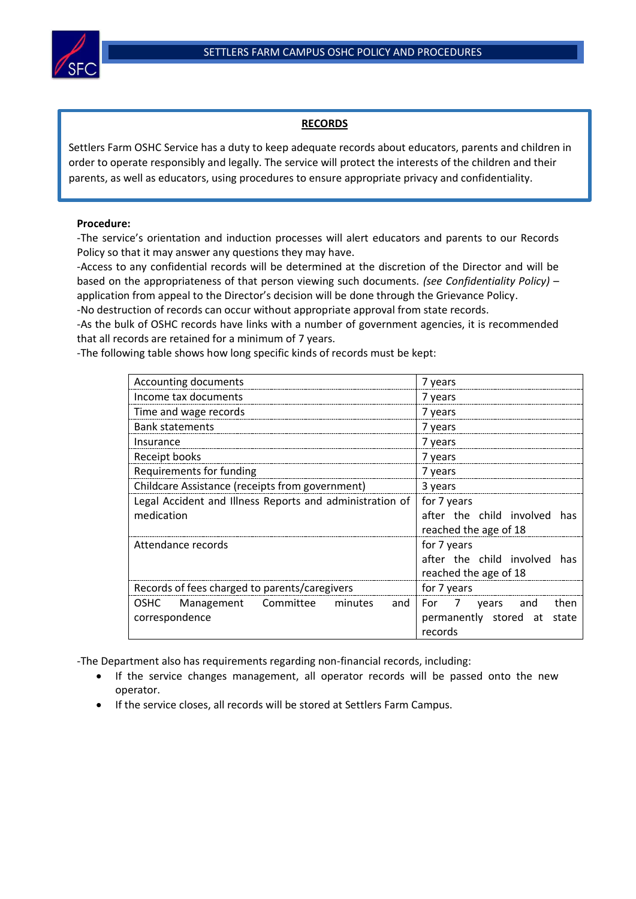## RECORDS

Settlers Farm OSHC Service has a duty to keep adequate records about educators, parents and children in order to operate responsibly and legally. The service will protect the interests of the children and their parents, as well as educators, using procedures to ensure appropriate privacy and confidentiality.

**Procedure:**

-The service's orientation and induction processes will alert educators and parents to our Records Policy so that it may answer any questions they may have.

-Access to any confidential records will be determined at the discretion of the Director and will be based on the appropriateness of that person viewing such documents. *(see Confidentiality Policy)* – application from appeal to the Director's decision will be done through the Grievance Policy.

-No destruction of records can occur without appropriate approval from state records.

-As the bulk of OSHC records have links with a number of government agencies, it is recommended that all records are retained for a minimum of 7 years.

-The following table shows how long specific kinds of records must be kept:

| | |
|---|---|
| Accounting documents | 7 years |
| Income tax documents | 7 years |
| Time and wage records | 7 years |
| Bank statements | 7 years |
| Insurance | 7 years |
| Receipt books | 7 years |
| Requirements for funding | 7 years |
| Childcare Assistance (receipts from government) | 3 years |
| Legal Accident and Illness Reports and administration of medication | for 7 years after the child involved has reached the age of 18 |
| Attendance records | for 7 years after the child involved has reached the age of 18 |
| Records of fees charged to parents/caregivers | for 7 years |
| OSHC Management Committee minutes and correspondence | For 7 years and then permanently stored at state records |

-The Department also has requirements regarding non-financial records, including:

- If the service changes management, all operator records will be passed onto the new operator.
- If the service closes, all records will be stored at Settlers Farm Campus.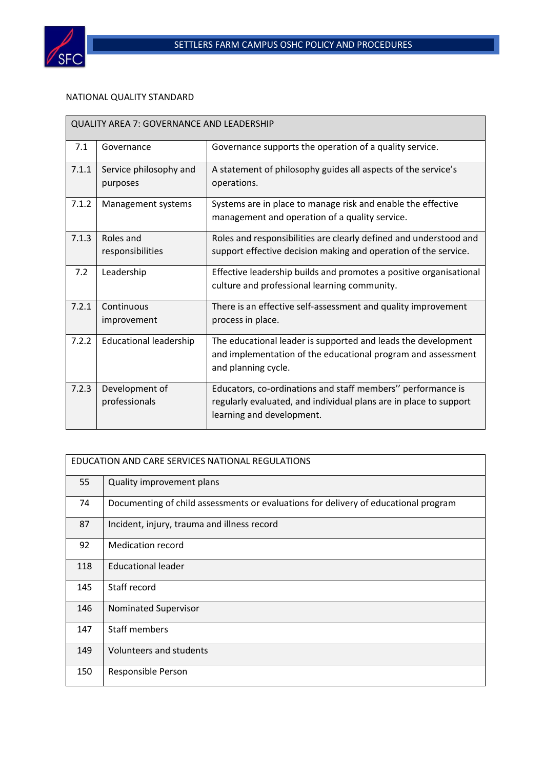NATIONAL QUALITY STANDARD

| QUALITY AREA 7: GOVERNANCE AND LEADERSHIP | | |
|---|---|---|
| 7.1 | Governance | Governance supports the operation of a quality service. |
| 7.1.1 | Service philosophy and purposes | A statement of philosophy guides all aspects of the service's operations. |
| 7.1.2 | Management systems | Systems are in place to manage risk and enable the effective management and operation of a quality service. |
| 7.1.3 | Roles and responsibilities | Roles and responsibilities are clearly defined and understood and support effective decision making and operation of the service. |
| 7.2 | Leadership | Effective leadership builds and promotes a positive organisational culture and professional learning community. |
| 7.2.1 | Continuous improvement | There is an effective self-assessment and quality improvement process in place. |
| 7.2.2 | Educational leadership | The educational leader is supported and leads the development and implementation of the educational program and assessment and planning cycle. |
| 7.2.3 | Development of professionals | Educators, co-ordinations and staff members'' performance is regularly evaluated, and individual plans are in place to support learning and development. |

| EDUCATION AND CARE SERVICES NATIONAL REGULATIONS | |
|---|---|
| 55 | Quality improvement plans |
| 74 | Documenting of child assessments or evaluations for delivery of educational program |
| 87 | Incident, injury, trauma and illness record |
| 92 | Medication record |
| 118 | Educational leader |
| 145 | Staff record |
| 146 | Nominated Supervisor |
| 147 | Staff members |
| 149 | Volunteers and students |
| 150 | Responsible Person |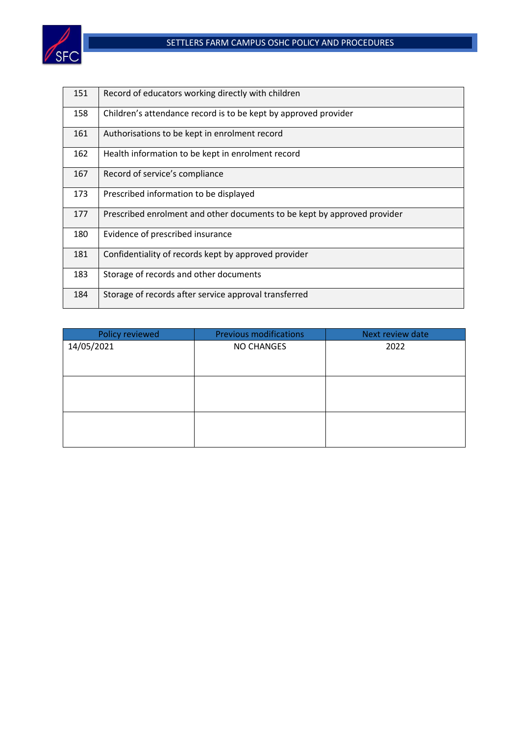| | |
|---|---|
| 151 | Record of educators working directly with children |
| 158 | Children's attendance record is to be kept by approved provider |
| 161 | Authorisations to be kept in enrolment record |
| 162 | Health information to be kept in enrolment record |
| 167 | Record of service's compliance |
| 173 | Prescribed information to be displayed |
| 177 | Prescribed enrolment and other documents to be kept by approved provider |
| 180 | Evidence of prescribed insurance |
| 181 | Confidentiality of records kept by approved provider |
| 183 | Storage of records and other documents |
| 184 | Storage of records after service approval transferred |

| Policy reviewed | Previous modifications | Next review date |
|---|---|---|
| 14/05/2021 | NO CHANGES | 2022 |
| | | |
| | | |